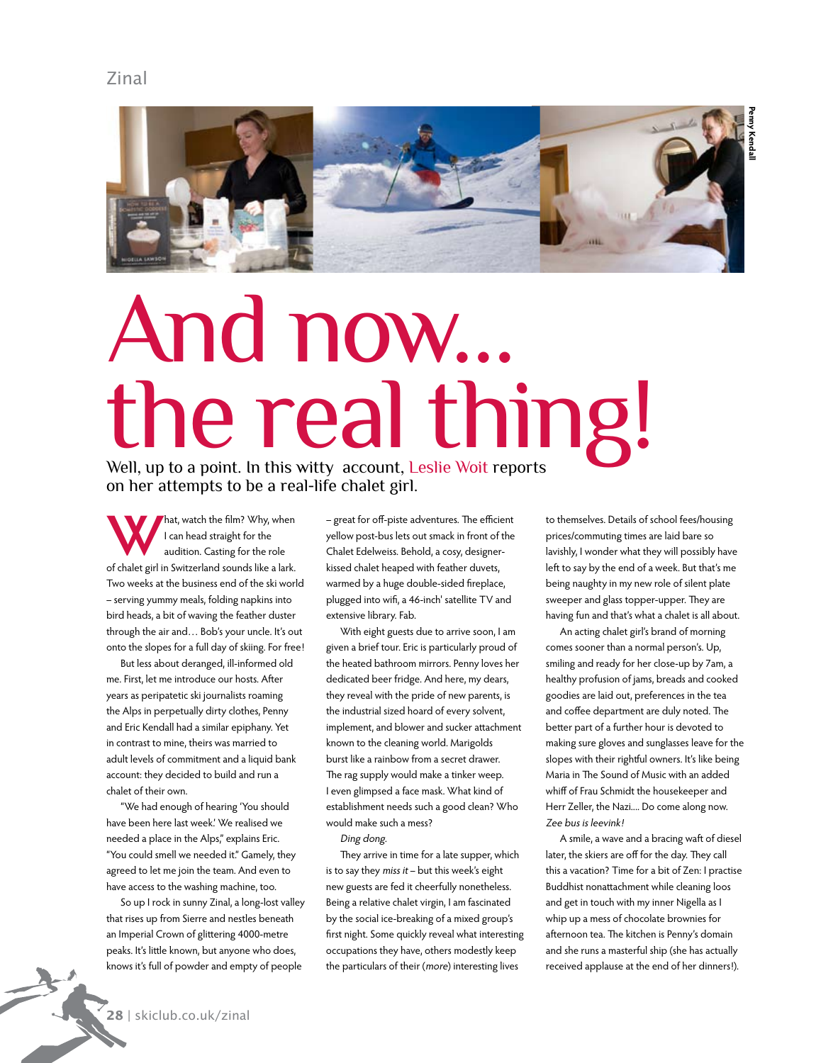# And now… the real thing!

Well, up to a point. In this witty account, Leslie Woit reports on her attempts to be a real-life chalet girl.

What, watch the film? Why, when I can head straight for the audition. Casting for the role of chalet girl in Switzerland sounds like a lark. Two weeks at the business end of the ski world – serving yummy meals, folding napkins into bird heads, a bit of waving the feather duster through the air and… Bob's your uncle. It's out onto the slopes for a full day of skiing. For free!

But less about deranged, ill-informed old me. First, let me introduce our hosts. After years as peripatetic ski journalists roaming the Alps in perpetually dirty clothes, Penny and Eric Kendall had a similar epiphany. Yet in contrast to mine, theirs was married to adult levels of commitment and a liquid bank account: they decided to build and run a chalet of their own.

"We had enough of hearing 'You should have been here last week.' We realised we needed a place in the Alps," explains Eric. "You could smell we needed it." Gamely, they agreed to let me join the team. And even to have access to the washing machine, too.

So up I rock in sunny Zinal, a long-lost valley that rises up from Sierre and nestles beneath an Imperial Crown of glittering 4000-metre peaks. It's little known, but anyone who does, knows it's full of powder and empty of people – great for off-piste adventures. The efficient yellow post-bus lets out smack in front of the Chalet Edelweiss. Behold, a cosy, designer-kissed chalet heaped with feather duvets, warmed by a huge double-sided fireplace, plugged into wifi, a 46-inch' satellite TV and extensive library. Fab.

With eight guests due to arrive soon, I am given a brief tour. Eric is particularly proud of the heated bathroom mirrors. Penny loves her dedicated beer fridge. And here, my dears, they reveal with the pride of new parents, is the industrial sized hoard of every solvent, implement, and blower and sucker attachment known to the cleaning world. Marigolds burst like a rainbow from a secret drawer. The rag supply would make a tinker weep. I even glimpsed a face mask. What kind of establishment needs such a good clean? Who would make such a mess?

*Ding dong.*

They arrive in time for a late supper, which is to say they *miss it* – but this week's eight new guests are fed it cheerfully nonetheless. Being a relative chalet virgin, I am fascinated by the social ice-breaking of a mixed group's first night. Some quickly reveal what interesting occupations they have, others modestly keep the particulars of their (*more*) interesting lives to themselves. Details of school fees/housing prices/commuting times are laid bare so lavishly, I wonder what they will possibly have left to say by the end of a week. But that's me being naughty in my new role of silent plate sweeper and glass topper-upper. They are having fun and that's what a chalet is all about.

An acting chalet girl's brand of morning comes sooner than a normal person's. Up, smiling and ready for her close-up by 7am, a healthy profusion of jams, breads and cooked goodies are laid out, preferences in the tea and coffee department are duly noted. The better part of a further hour is devoted to making sure gloves and sunglasses leave for the slopes with their rightful owners. It's like being Maria in The Sound of Music with an added whiff of Frau Schmidt the housekeeper and Herr Zeller, the Nazi.... Do come along now. *Zee bus is leevink!*

A smile, a wave and a bracing waft of diesel later, the skiers are off for the day. They call this a vacation? Time for a bit of Zen: I practise Buddhist nonattachment while cleaning loos and get in touch with my inner Nigella as I whip up a mess of chocolate brownies for afternoon tea. The kitchen is Penny's domain and she runs a masterful ship (she has actually received applause at the end of her dinners!).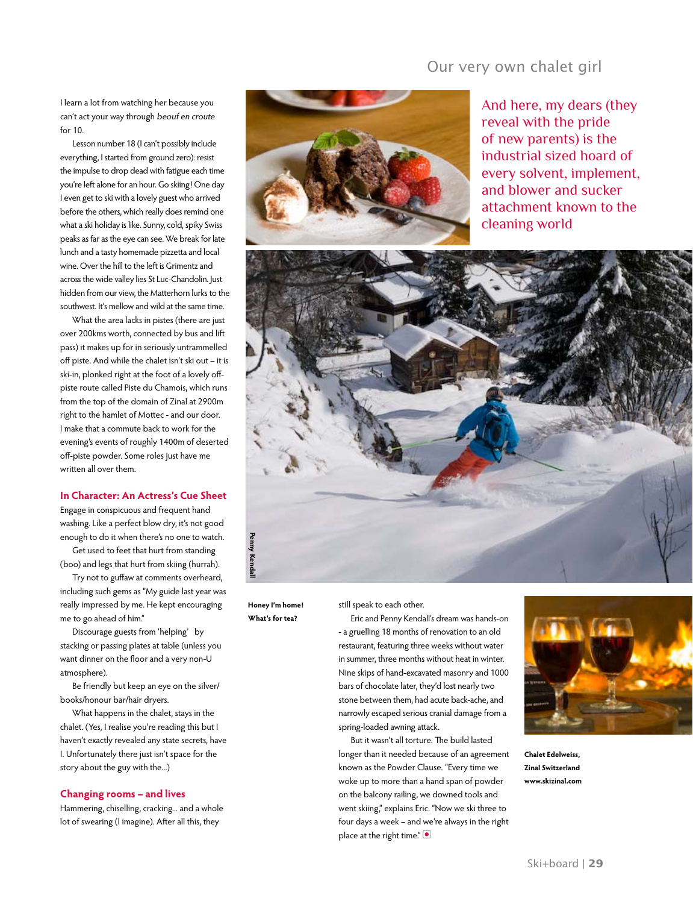I learn a lot from watching her because you can't act your way through *beouf en croute* for 10.

Lesson number 18 (I can't possibly include everything, I started from ground zero): resist the impulse to drop dead with fatigue each time you're left alone for an hour. Go skiing! One day I even get to ski with a lovely guest who arrived before the others, which really does remind one what a ski holiday is like. Sunny, cold, spiky Swiss peaks as far as the eye can see. We break for late lunch and a tasty homemade pizzetta and local wine. Over the hill to the left is Grimentz and across the wide valley lies St Luc-Chandolin. Just hidden from our view, the Matterhorn lurks to the southwest. It's mellow and wild at the same time.

What the area lacks in pistes (there are just over 200kms worth, connected by bus and lift pass) it makes up for in seriously untrammelled off piste. And while the chalet isn't ski out – it is ski-in, plonked right at the foot of a lovely off-piste route called Piste du Chamois, which runs from the top of the domain of Zinal at 2900m right to the hamlet of Mottec - and our door. I make that a commute back to work for the evening's events of roughly 1400m of deserted off-piste powder. Some roles just have me written all over them.

## In Character: An Actress's Cue Sheet

Engage in conspicuous and frequent hand washing. Like a perfect blow dry, it's not good enough to do it when there's no one to watch.

Get used to feet that hurt from standing (boo) and legs that hurt from skiing (hurrah).

Try not to guffaw at comments overheard, including such gems as "My guide last year was really impressed by me. He kept encouraging me to go ahead of him."

Discourage guests from 'helping' by stacking or passing plates at table (unless you want dinner on the floor and a very non-U atmosphere).

Be friendly but keep an eye on the silver/books/honour bar/hair dryers.

What happens in the chalet, stays in the chalet. (Yes, I realise you're reading this but I haven't exactly revealed any state secrets, have I. Unfortunately there just isn't space for the story about the guy with the...)

## Changing rooms – and lives

Hammering, chiselling, cracking... and a whole lot of swearing (I imagine). After all this, they still speak to each other.

Eric and Penny Kendall's dream was hands-on - a gruelling 18 months of renovation to an old restaurant, featuring three weeks without water in summer, three months without heat in winter. Nine skips of hand-excavated masonry and 1000 bars of chocolate later, they'd lost nearly two stone between them, had acute back-ache, and narrowly escaped serious cranial damage from a spring-loaded awning attack.

But it wasn't all torture. The build lasted longer than it needed because of an agreement known as the Powder Clause. "Every time we woke up to more than a hand span of powder on the balcony railing, we downed tools and went skiing," explains Eric. "Now we ski three to four days a week – and we're always in the right place at the right time."

And here, my dears (they reveal with the pride of new parents) is the industrial sized hoard of every solvent, implement, and blower and sucker attachment known to the cleaning world

Penny Kendall

**Honey I'm home! What's for tea?**

**Chalet Edelweiss, Zinal Switzerland www.skizinal.com**